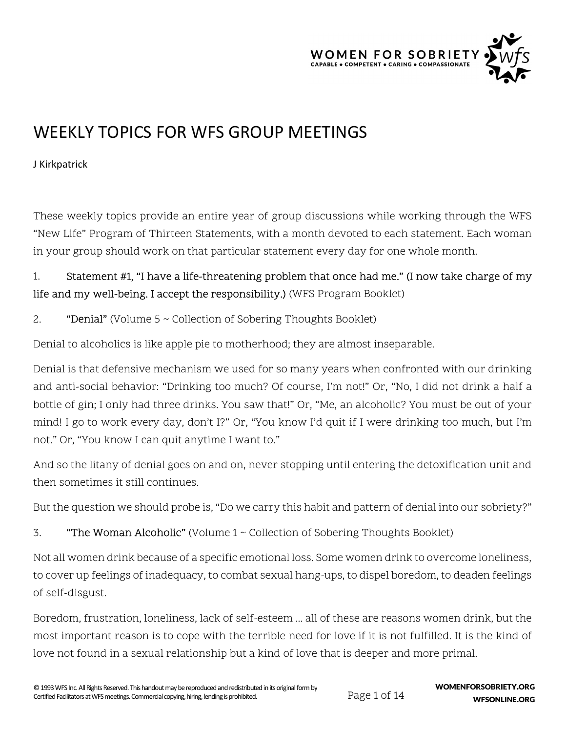# WEEKLY TOPICS FOR WFS GROUP MEETINGS

J Kirkpatrick

These weekly topics provide an entire year of group discussions while working through the WFS "New Life" Program of Thirteen Statements, with a month devoted to each statement. Each woman in your group should work on that particular statement every day for one whole month.

1. **Statement #1, "I have a life-threatening problem that once had me." (I now take charge of my life and my well-being. I accept the responsibility.)** (WFS Program Booklet)

2. **"Denial"** (Volume 5 ~ Collection of Sobering Thoughts Booklet)

Denial to alcoholics is like apple pie to motherhood; they are almost inseparable.

Denial is that defensive mechanism we used for so many years when confronted with our drinking and anti-social behavior: "Drinking too much? Of course, I'm not!" Or, "No, I did not drink a half a bottle of gin; I only had three drinks. You saw that!" Or, "Me, an alcoholic? You must be out of your mind! I go to work every day, don't I?" Or, "You know I'd quit if I were drinking too much, but I'm not." Or, "You know I can quit anytime I want to."

And so the litany of denial goes on and on, never stopping until entering the detoxification unit and then sometimes it still continues.

But the question we should probe is, "Do we carry this habit and pattern of denial into our sobriety?"

3. **"The Woman Alcoholic"** (Volume 1 ~ Collection of Sobering Thoughts Booklet)

Not all women drink because of a specific emotional loss. Some women drink to overcome loneliness, to cover up feelings of inadequacy, to combat sexual hang-ups, to dispel boredom, to deaden feelings of self-disgust.

Boredom, frustration, loneliness, lack of self-esteem ... all of these are reasons women drink, but the most important reason is to cope with the terrible need for love if it is not fulfilled. It is the kind of love not found in a sexual relationship but a kind of love that is deeper and more primal.

© 1993 WFS Inc. All Rights Reserved. This handout may be reproduced and redistributed in its original form by Certified Facilitators at WFS meetings. Commercial copying, hiring, lending is prohibited.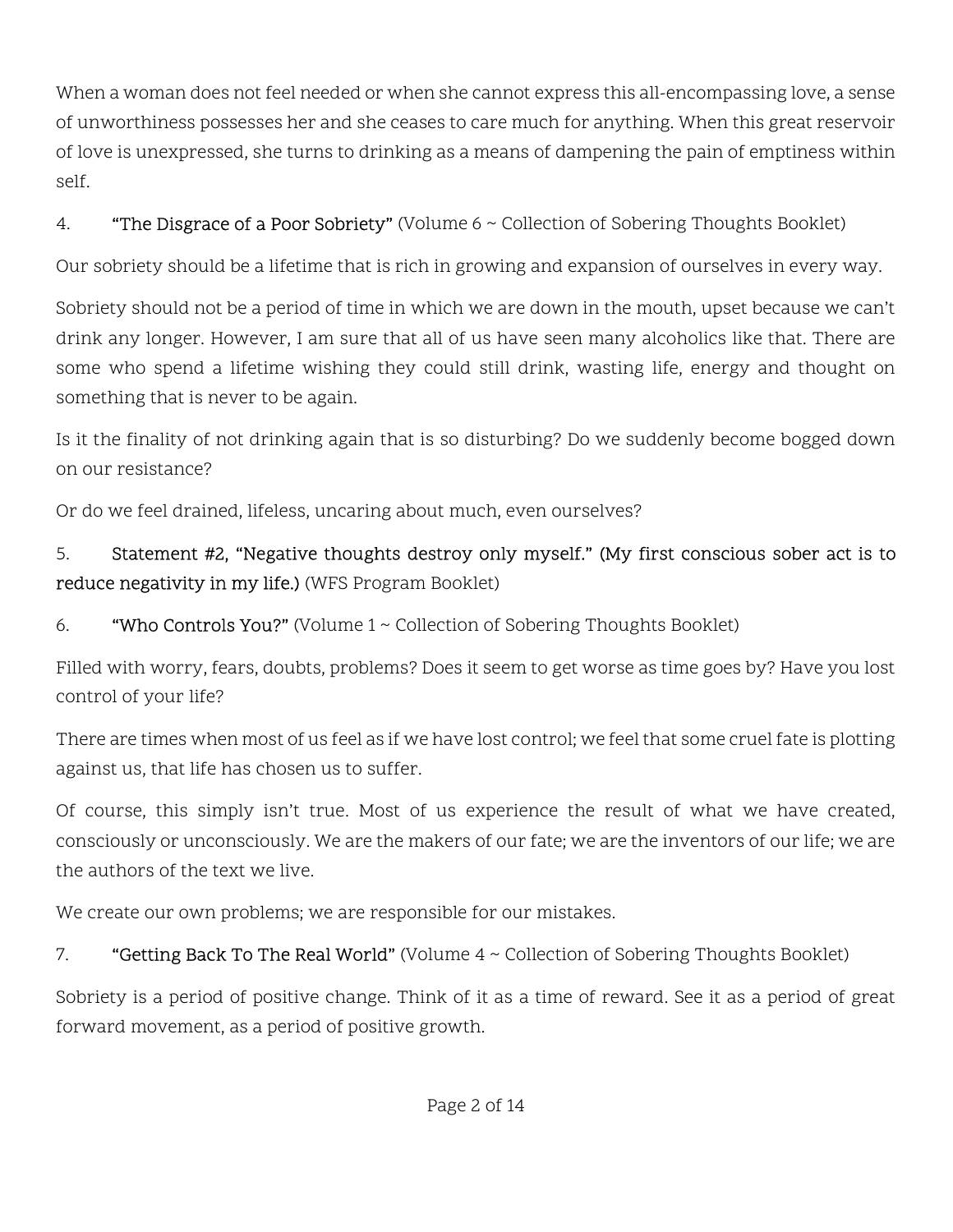When a woman does not feel needed or when she cannot express this all-encompassing love, a sense of unworthiness possesses her and she ceases to care much for anything. When this great reservoir of love is unexpressed, she turns to drinking as a means of dampening the pain of emptiness within self.

4. **"The Disgrace of a Poor Sobriety"** (Volume 6 ~ Collection of Sobering Thoughts Booklet)

Our sobriety should be a lifetime that is rich in growing and expansion of ourselves in every way.

Sobriety should not be a period of time in which we are down in the mouth, upset because we can't drink any longer. However, I am sure that all of us have seen many alcoholics like that. There are some who spend a lifetime wishing they could still drink, wasting life, energy and thought on something that is never to be again.

Is it the finality of not drinking again that is so disturbing? Do we suddenly become bogged down on our resistance?

Or do we feel drained, lifeless, uncaring about much, even ourselves?

5. **Statement #2, "Negative thoughts destroy only myself." (My first conscious sober act is to reduce negativity in my life.)** (WFS Program Booklet)

6. **"Who Controls You?"** (Volume 1 ~ Collection of Sobering Thoughts Booklet)

Filled with worry, fears, doubts, problems? Does it seem to get worse as time goes by? Have you lost control of your life?

There are times when most of us feel as if we have lost control; we feel that some cruel fate is plotting against us, that life has chosen us to suffer.

Of course, this simply isn't true. Most of us experience the result of what we have created, consciously or unconsciously. We are the makers of our fate; we are the inventors of our life; we are the authors of the text we live.

We create our own problems; we are responsible for our mistakes.

7. **"Getting Back To The Real World"** (Volume 4 ~ Collection of Sobering Thoughts Booklet)

Sobriety is a period of positive change. Think of it as a time of reward. See it as a period of great forward movement, as a period of positive growth.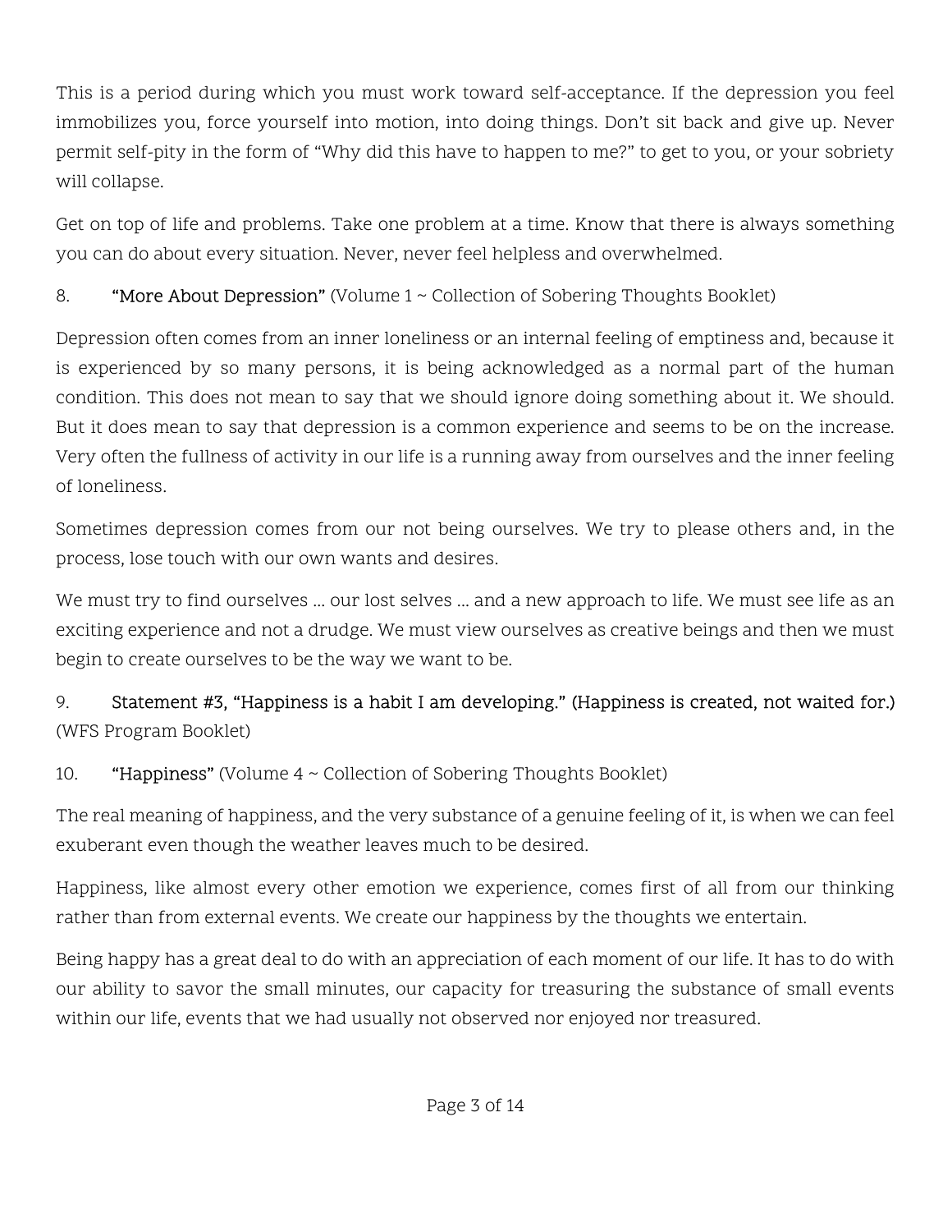This is a period during which you must work toward self-acceptance. If the depression you feel immobilizes you, force yourself into motion, into doing things. Don't sit back and give up. Never permit self-pity in the form of "Why did this have to happen to me?" to get to you, or your sobriety will collapse.

Get on top of life and problems. Take one problem at a time. Know that there is always something you can do about every situation. Never, never feel helpless and overwhelmed.

8. **"More About Depression"** (Volume 1 ~ Collection of Sobering Thoughts Booklet)

Depression often comes from an inner loneliness or an internal feeling of emptiness and, because it is experienced by so many persons, it is being acknowledged as a normal part of the human condition. This does not mean to say that we should ignore doing something about it. We should. But it does mean to say that depression is a common experience and seems to be on the increase. Very often the fullness of activity in our life is a running away from ourselves and the inner feeling of loneliness.

Sometimes depression comes from our not being ourselves. We try to please others and, in the process, lose touch with our own wants and desires.

We must try to find ourselves ... our lost selves ... and a new approach to life. We must see life as an exciting experience and not a drudge. We must view ourselves as creative beings and then we must begin to create ourselves to be the way we want to be.

9. **Statement #3, "Happiness is a habit I am developing." (Happiness is created, not waited for.)** (WFS Program Booklet)

10. **"Happiness"** (Volume 4 ~ Collection of Sobering Thoughts Booklet)

The real meaning of happiness, and the very substance of a genuine feeling of it, is when we can feel exuberant even though the weather leaves much to be desired.

Happiness, like almost every other emotion we experience, comes first of all from our thinking rather than from external events. We create our happiness by the thoughts we entertain.

Being happy has a great deal to do with an appreciation of each moment of our life. It has to do with our ability to savor the small minutes, our capacity for treasuring the substance of small events within our life, events that we had usually not observed nor enjoyed nor treasured.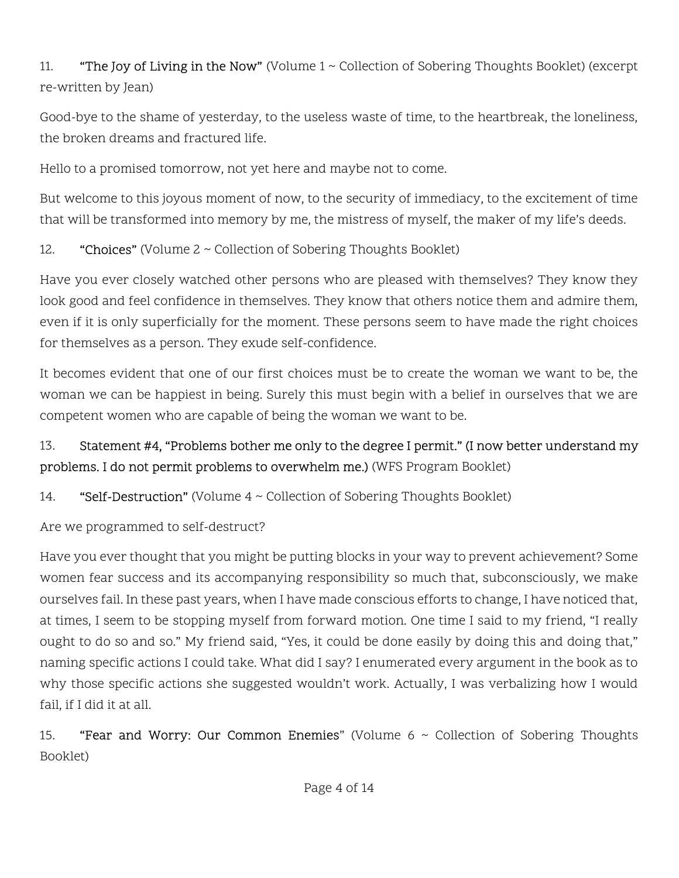11. **"The Joy of Living in the Now"** (Volume 1 ~ Collection of Sobering Thoughts Booklet) (excerpt re-written by Jean)

Good-bye to the shame of yesterday, to the useless waste of time, to the heartbreak, the loneliness, the broken dreams and fractured life.

Hello to a promised tomorrow, not yet here and maybe not to come.

But welcome to this joyous moment of now, to the security of immediacy, to the excitement of time that will be transformed into memory by me, the mistress of myself, the maker of my life's deeds.

12. **"Choices"** (Volume 2 ~ Collection of Sobering Thoughts Booklet)

Have you ever closely watched other persons who are pleased with themselves? They know they look good and feel confidence in themselves. They know that others notice them and admire them, even if it is only superficially for the moment. These persons seem to have made the right choices for themselves as a person. They exude self-confidence.

It becomes evident that one of our first choices must be to create the woman we want to be, the woman we can be happiest in being. Surely this must begin with a belief in ourselves that we are competent women who are capable of being the woman we want to be.

13. **Statement #4, "Problems bother me only to the degree I permit." (I now better understand my problems. I do not permit problems to overwhelm me.)** (WFS Program Booklet)

14. **"Self-Destruction"** (Volume 4 ~ Collection of Sobering Thoughts Booklet)

Are we programmed to self-destruct?

Have you ever thought that you might be putting blocks in your way to prevent achievement? Some women fear success and its accompanying responsibility so much that, subconsciously, we make ourselves fail. In these past years, when I have made conscious efforts to change, I have noticed that, at times, I seem to be stopping myself from forward motion. One time I said to my friend, "I really ought to do so and so." My friend said, "Yes, it could be done easily by doing this and doing that," naming specific actions I could take. What did I say? I enumerated every argument in the book as to why those specific actions she suggested wouldn't work. Actually, I was verbalizing how I would fail, if I did it at all.

15. **"Fear and Worry: Our Common Enemies"** (Volume 6 ~ Collection of Sobering Thoughts Booklet)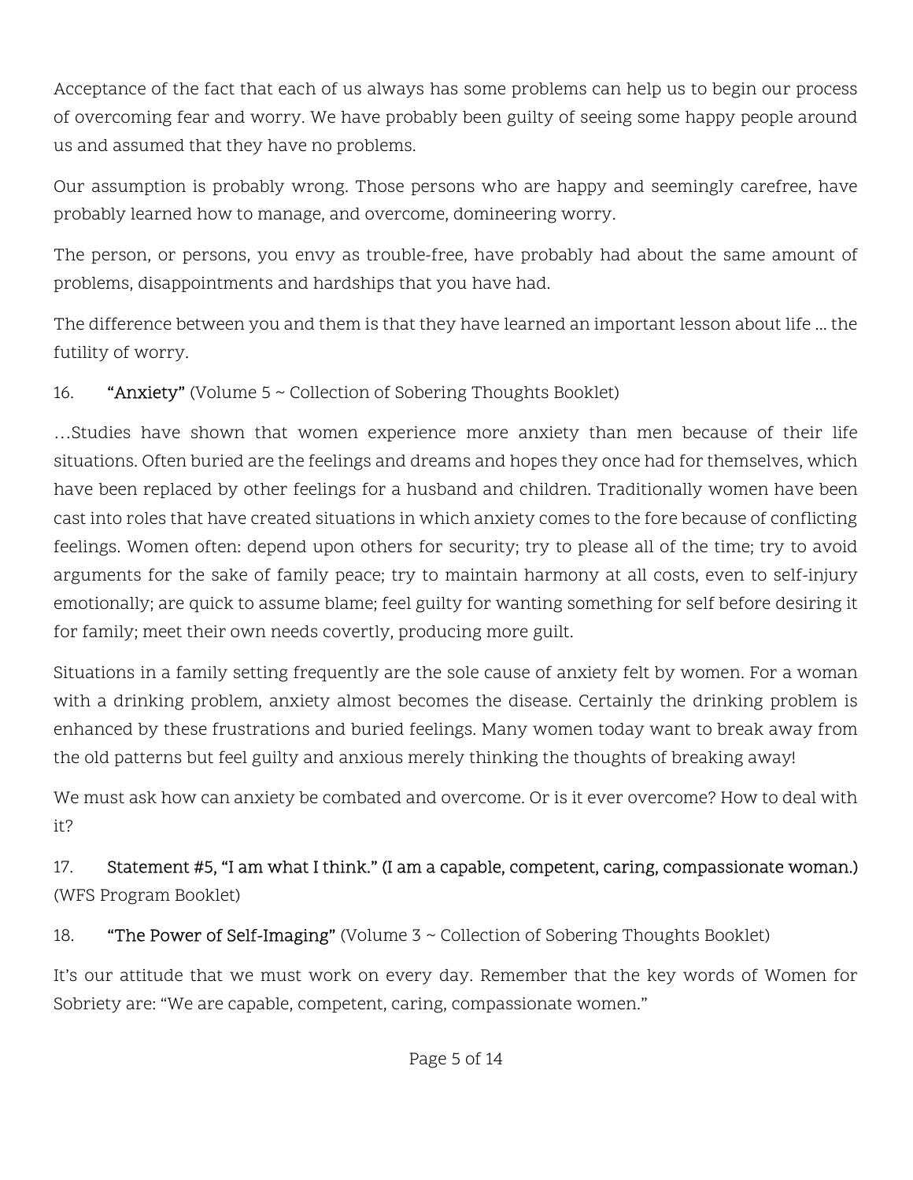Acceptance of the fact that each of us always has some problems can help us to begin our process of overcoming fear and worry. We have probably been guilty of seeing some happy people around us and assumed that they have no problems.

Our assumption is probably wrong. Those persons who are happy and seemingly carefree, have probably learned how to manage, and overcome, domineering worry.

The person, or persons, you envy as trouble-free, have probably had about the same amount of problems, disappointments and hardships that you have had.

The difference between you and them is that they have learned an important lesson about life ... the futility of worry.

16. **"Anxiety"** (Volume 5 ~ Collection of Sobering Thoughts Booklet)

…Studies have shown that women experience more anxiety than men because of their life situations. Often buried are the feelings and dreams and hopes they once had for themselves, which have been replaced by other feelings for a husband and children. Traditionally women have been cast into roles that have created situations in which anxiety comes to the fore because of conflicting feelings. Women often: depend upon others for security; try to please all of the time; try to avoid arguments for the sake of family peace; try to maintain harmony at all costs, even to self-injury emotionally; are quick to assume blame; feel guilty for wanting something for self before desiring it for family; meet their own needs covertly, producing more guilt.

Situations in a family setting frequently are the sole cause of anxiety felt by women. For a woman with a drinking problem, anxiety almost becomes the disease. Certainly the drinking problem is enhanced by these frustrations and buried feelings. Many women today want to break away from the old patterns but feel guilty and anxious merely thinking the thoughts of breaking away!

We must ask how can anxiety be combated and overcome. Or is it ever overcome? How to deal with it?

17. **Statement #5, "I am what I think." (I am a capable, competent, caring, compassionate woman.)** (WFS Program Booklet)

18. **"The Power of Self-Imaging"** (Volume 3 ~ Collection of Sobering Thoughts Booklet)

It's our attitude that we must work on every day. Remember that the key words of Women for Sobriety are: "We are capable, competent, caring, compassionate women."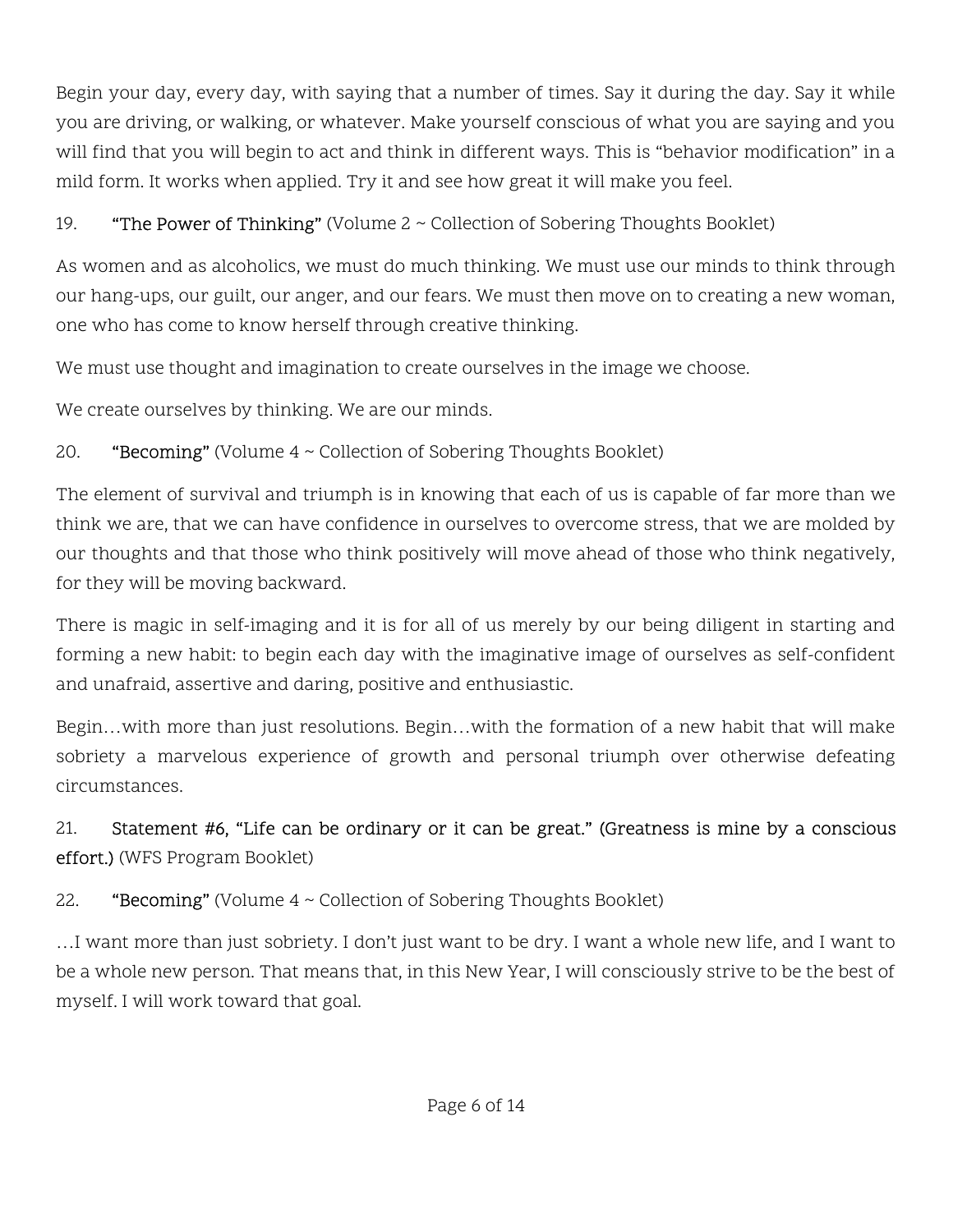Begin your day, every day, with saying that a number of times. Say it during the day. Say it while you are driving, or walking, or whatever. Make yourself conscious of what you are saying and you will find that you will begin to act and think in different ways. This is "behavior modification" in a mild form. It works when applied. Try it and see how great it will make you feel.

19. **"The Power of Thinking"** (Volume 2 ~ Collection of Sobering Thoughts Booklet)

As women and as alcoholics, we must do much thinking. We must use our minds to think through our hang-ups, our guilt, our anger, and our fears. We must then move on to creating a new woman, one who has come to know herself through creative thinking.

We must use thought and imagination to create ourselves in the image we choose.

We create ourselves by thinking. We are our minds.

20. **"Becoming"** (Volume 4 ~ Collection of Sobering Thoughts Booklet)

The element of survival and triumph is in knowing that each of us is capable of far more than we think we are, that we can have confidence in ourselves to overcome stress, that we are molded by our thoughts and that those who think positively will move ahead of those who think negatively, for they will be moving backward.

There is magic in self-imaging and it is for all of us merely by our being diligent in starting and forming a new habit: to begin each day with the imaginative image of ourselves as self-confident and unafraid, assertive and daring, positive and enthusiastic.

Begin…with more than just resolutions. Begin…with the formation of a new habit that will make sobriety a marvelous experience of growth and personal triumph over otherwise defeating circumstances.

21. **Statement #6, "Life can be ordinary or it can be great." (Greatness is mine by a conscious effort.)** (WFS Program Booklet)

22. **"Becoming"** (Volume 4 ~ Collection of Sobering Thoughts Booklet)

…I want more than just sobriety. I don't just want to be dry. I want a whole new life, and I want to be a whole new person. That means that, in this New Year, I will consciously strive to be the best of myself. I will work toward that goal.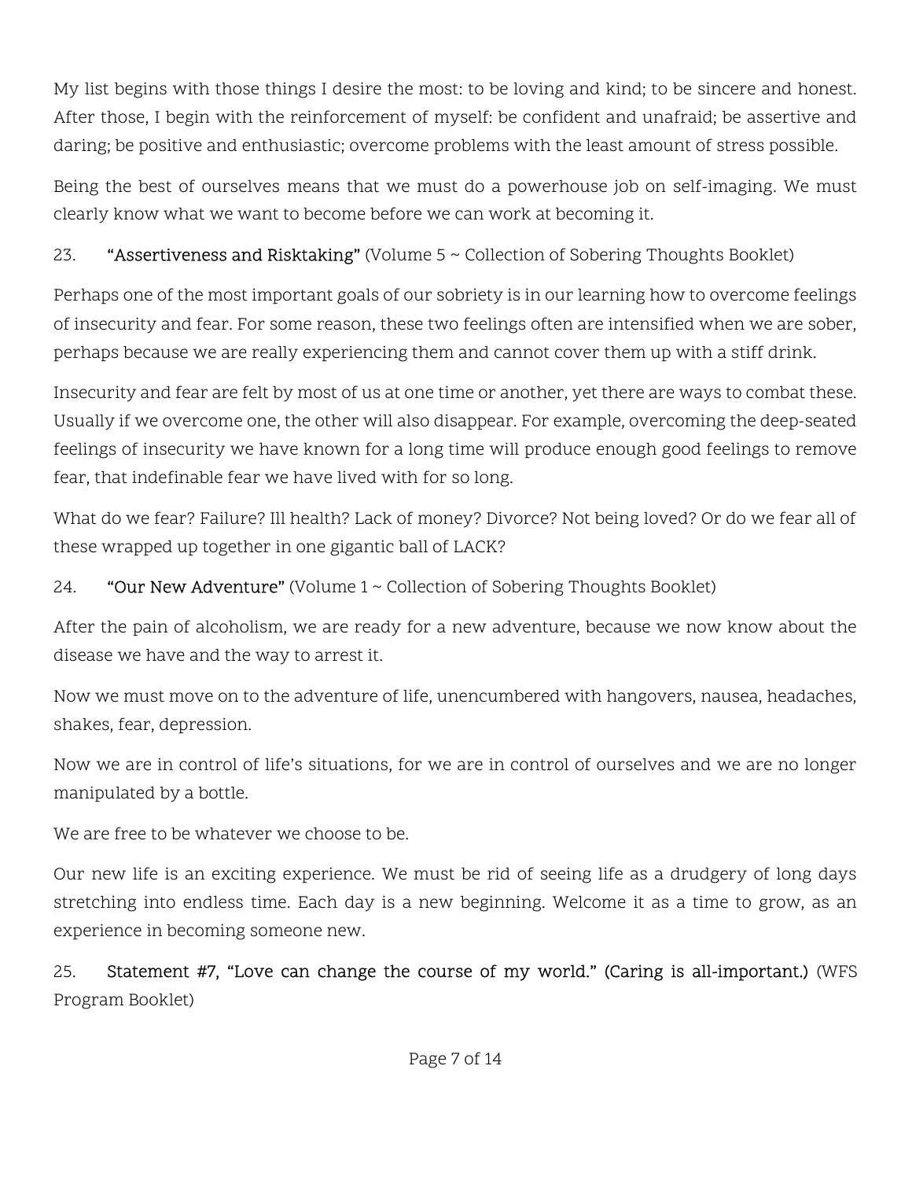My list begins with those things I desire the most: to be loving and kind; to be sincere and honest. After those, I begin with the reinforcement of myself: be confident and unafraid; be assertive and daring; be positive and enthusiastic; overcome problems with the least amount of stress possible.

Being the best of ourselves means that we must do a powerhouse job on self-imaging. We must clearly know what we want to become before we can work at becoming it.

23. **"Assertiveness and Risktaking"** (Volume 5 ~ Collection of Sobering Thoughts Booklet)

Perhaps one of the most important goals of our sobriety is in our learning how to overcome feelings of insecurity and fear. For some reason, these two feelings often are intensified when we are sober, perhaps because we are really experiencing them and cannot cover them up with a stiff drink.

Insecurity and fear are felt by most of us at one time or another, yet there are ways to combat these. Usually if we overcome one, the other will also disappear. For example, overcoming the deep-seated feelings of insecurity we have known for a long time will produce enough good feelings to remove fear, that indefinable fear we have lived with for so long.

What do we fear? Failure? Ill health? Lack of money? Divorce? Not being loved? Or do we fear all of these wrapped up together in one gigantic ball of LACK?

24. **"Our New Adventure"** (Volume 1 ~ Collection of Sobering Thoughts Booklet)

After the pain of alcoholism, we are ready for a new adventure, because we now know about the disease we have and the way to arrest it.

Now we must move on to the adventure of life, unencumbered with hangovers, nausea, headaches, shakes, fear, depression.

Now we are in control of life's situations, for we are in control of ourselves and we are no longer manipulated by a bottle.

We are free to be whatever we choose to be.

Our new life is an exciting experience. We must be rid of seeing life as a drudgery of long days stretching into endless time. Each day is a new beginning. Welcome it as a time to grow, as an experience in becoming someone new.

25. **Statement #7, "Love can change the course of my world." (Caring is all-important.)** (WFS Program Booklet)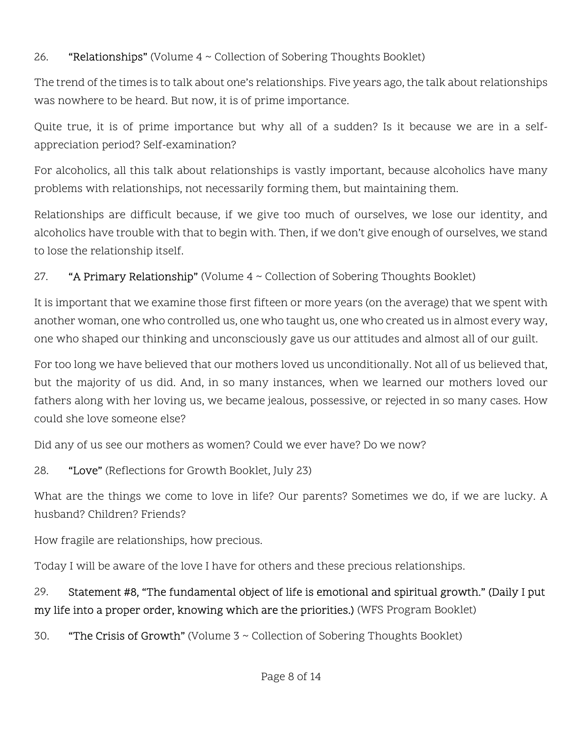26. **"Relationships"** (Volume 4 ~ Collection of Sobering Thoughts Booklet)

The trend of the times is to talk about one's relationships. Five years ago, the talk about relationships was nowhere to be heard. But now, it is of prime importance.

Quite true, it is of prime importance but why all of a sudden? Is it because we are in a self-appreciation period? Self-examination?

For alcoholics, all this talk about relationships is vastly important, because alcoholics have many problems with relationships, not necessarily forming them, but maintaining them.

Relationships are difficult because, if we give too much of ourselves, we lose our identity, and alcoholics have trouble with that to begin with. Then, if we don't give enough of ourselves, we stand to lose the relationship itself.

27. **"A Primary Relationship"** (Volume 4 ~ Collection of Sobering Thoughts Booklet)

It is important that we examine those first fifteen or more years (on the average) that we spent with another woman, one who controlled us, one who taught us, one who created us in almost every way, one who shaped our thinking and unconsciously gave us our attitudes and almost all of our guilt.

For too long we have believed that our mothers loved us unconditionally. Not all of us believed that, but the majority of us did. And, in so many instances, when we learned our mothers loved our fathers along with her loving us, we became jealous, possessive, or rejected in so many cases. How could she love someone else?

Did any of us see our mothers as women? Could we ever have? Do we now?

28. **"Love"** (Reflections for Growth Booklet, July 23)

What are the things we come to love in life? Our parents? Sometimes we do, if we are lucky. A husband? Children? Friends?

How fragile are relationships, how precious.

Today I will be aware of the love I have for others and these precious relationships.

29. **Statement #8, "The fundamental object of life is emotional and spiritual growth." (Daily I put my life into a proper order, knowing which are the priorities.)** (WFS Program Booklet)

30. **"The Crisis of Growth"** (Volume 3 ~ Collection of Sobering Thoughts Booklet)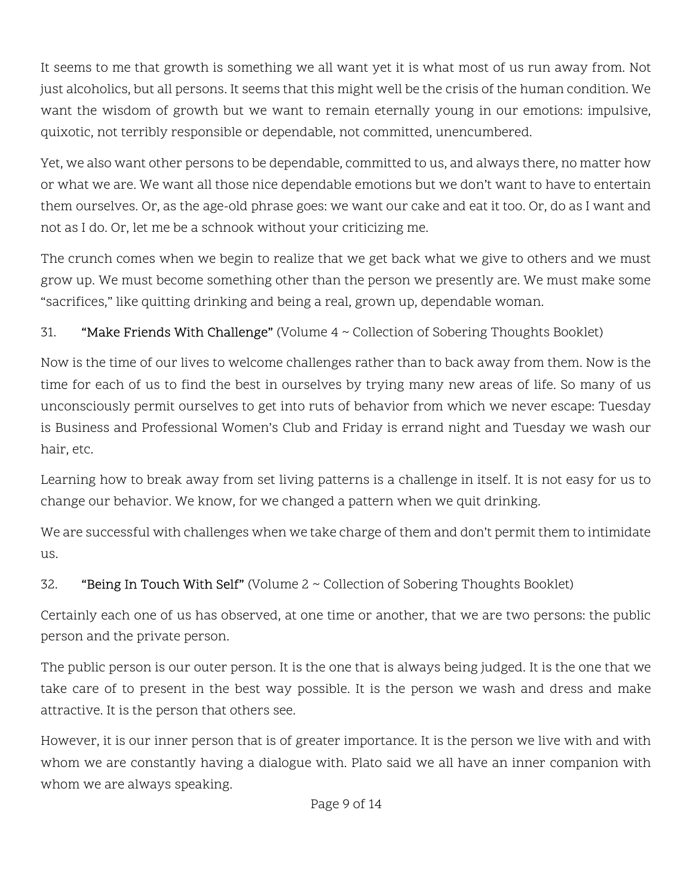It seems to me that growth is something we all want yet it is what most of us run away from. Not just alcoholics, but all persons. It seems that this might well be the crisis of the human condition. We want the wisdom of growth but we want to remain eternally young in our emotions: impulsive, quixotic, not terribly responsible or dependable, not committed, unencumbered.

Yet, we also want other persons to be dependable, committed to us, and always there, no matter how or what we are. We want all those nice dependable emotions but we don't want to have to entertain them ourselves. Or, as the age-old phrase goes: we want our cake and eat it too. Or, do as I want and not as I do. Or, let me be a schnook without your criticizing me.

The crunch comes when we begin to realize that we get back what we give to others and we must grow up. We must become something other than the person we presently are. We must make some "sacrifices," like quitting drinking and being a real, grown up, dependable woman.

31. **"Make Friends With Challenge"** (Volume 4 ~ Collection of Sobering Thoughts Booklet)

Now is the time of our lives to welcome challenges rather than to back away from them. Now is the time for each of us to find the best in ourselves by trying many new areas of life. So many of us unconsciously permit ourselves to get into ruts of behavior from which we never escape: Tuesday is Business and Professional Women's Club and Friday is errand night and Tuesday we wash our hair, etc.

Learning how to break away from set living patterns is a challenge in itself. It is not easy for us to change our behavior. We know, for we changed a pattern when we quit drinking.

We are successful with challenges when we take charge of them and don't permit them to intimidate us.

32. **"Being In Touch With Self"** (Volume 2 ~ Collection of Sobering Thoughts Booklet)

Certainly each one of us has observed, at one time or another, that we are two persons: the public person and the private person.

The public person is our outer person. It is the one that is always being judged. It is the one that we take care of to present in the best way possible. It is the person we wash and dress and make attractive. It is the person that others see.

However, it is our inner person that is of greater importance. It is the person we live with and with whom we are constantly having a dialogue with. Plato said we all have an inner companion with whom we are always speaking.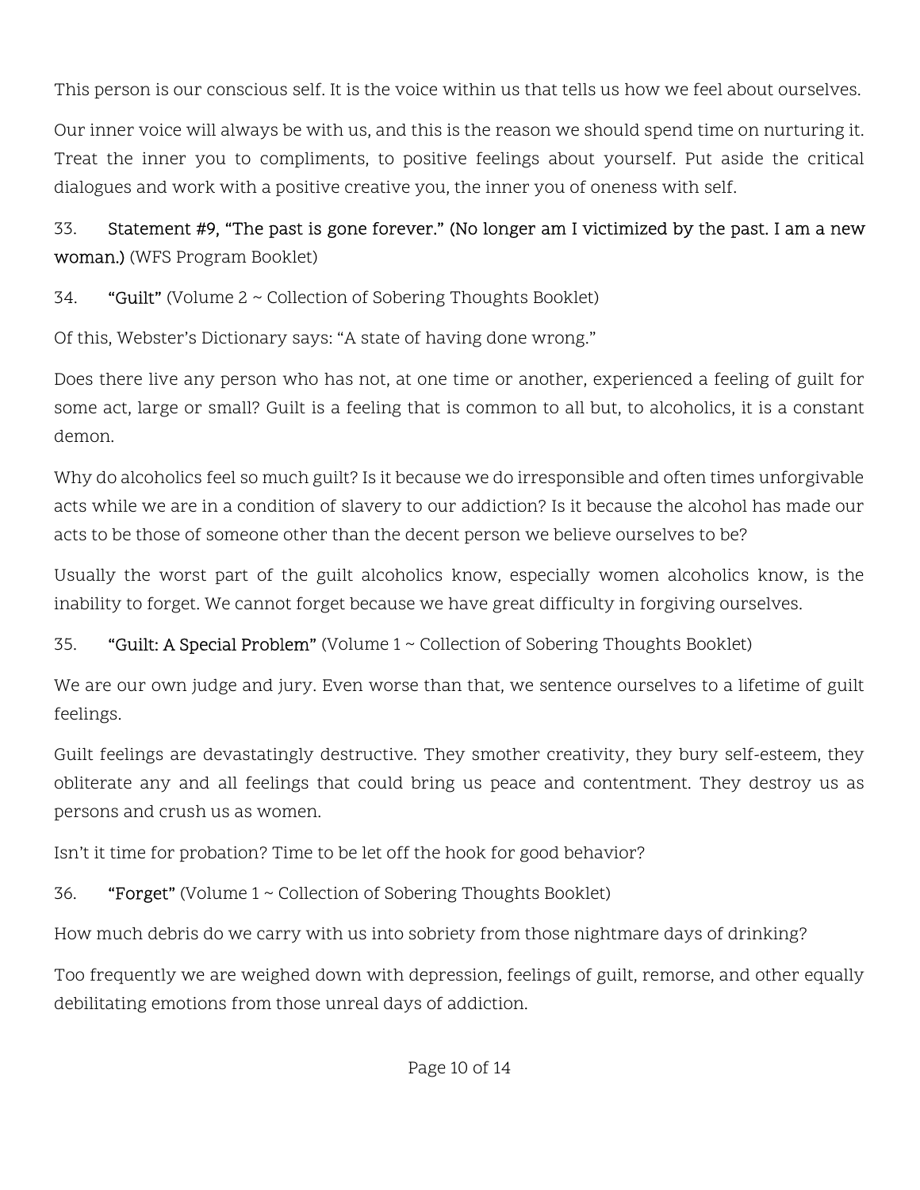This person is our conscious self. It is the voice within us that tells us how we feel about ourselves.

Our inner voice will always be with us, and this is the reason we should spend time on nurturing it. Treat the inner you to compliments, to positive feelings about yourself. Put aside the critical dialogues and work with a positive creative you, the inner you of oneness with self.

33. **Statement #9, "The past is gone forever." (No longer am I victimized by the past. I am a new woman.)** (WFS Program Booklet)

34. **"Guilt"** (Volume 2 ~ Collection of Sobering Thoughts Booklet)

Of this, Webster's Dictionary says: "A state of having done wrong."

Does there live any person who has not, at one time or another, experienced a feeling of guilt for some act, large or small? Guilt is a feeling that is common to all but, to alcoholics, it is a constant demon.

Why do alcoholics feel so much guilt? Is it because we do irresponsible and often times unforgivable acts while we are in a condition of slavery to our addiction? Is it because the alcohol has made our acts to be those of someone other than the decent person we believe ourselves to be?

Usually the worst part of the guilt alcoholics know, especially women alcoholics know, is the inability to forget. We cannot forget because we have great difficulty in forgiving ourselves.

35. **"Guilt: A Special Problem"** (Volume 1 ~ Collection of Sobering Thoughts Booklet)

We are our own judge and jury. Even worse than that, we sentence ourselves to a lifetime of guilt feelings.

Guilt feelings are devastatingly destructive. They smother creativity, they bury self-esteem, they obliterate any and all feelings that could bring us peace and contentment. They destroy us as persons and crush us as women.

Isn't it time for probation? Time to be let off the hook for good behavior?

36. **"Forget"** (Volume 1 ~ Collection of Sobering Thoughts Booklet)

How much debris do we carry with us into sobriety from those nightmare days of drinking?

Too frequently we are weighed down with depression, feelings of guilt, remorse, and other equally debilitating emotions from those unreal days of addiction.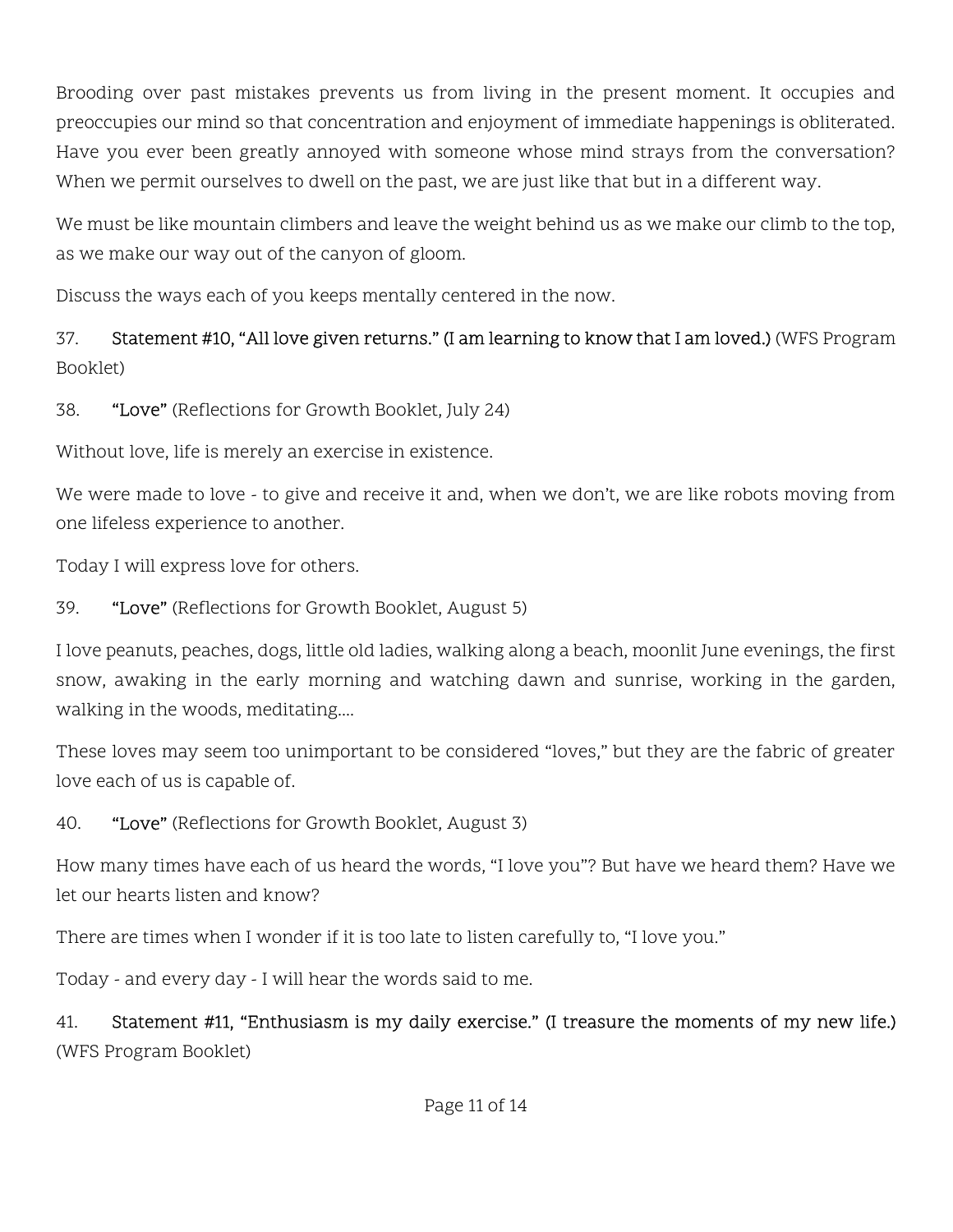Brooding over past mistakes prevents us from living in the present moment. It occupies and preoccupies our mind so that concentration and enjoyment of immediate happenings is obliterated. Have you ever been greatly annoyed with someone whose mind strays from the conversation? When we permit ourselves to dwell on the past, we are just like that but in a different way.

We must be like mountain climbers and leave the weight behind us as we make our climb to the top, as we make our way out of the canyon of gloom.

Discuss the ways each of you keeps mentally centered in the now.

37. **Statement #10, "All love given returns." (I am learning to know that I am loved.)** (WFS Program Booklet)

38. **"Love"** (Reflections for Growth Booklet, July 24)

Without love, life is merely an exercise in existence.

We were made to love - to give and receive it and, when we don't, we are like robots moving from one lifeless experience to another.

Today I will express love for others.

39. **"Love"** (Reflections for Growth Booklet, August 5)

I love peanuts, peaches, dogs, little old ladies, walking along a beach, moonlit June evenings, the first snow, awaking in the early morning and watching dawn and sunrise, working in the garden, walking in the woods, meditating....

These loves may seem too unimportant to be considered "loves," but they are the fabric of greater love each of us is capable of.

40. **"Love"** (Reflections for Growth Booklet, August 3)

How many times have each of us heard the words, "I love you"? But have we heard them? Have we let our hearts listen and know?

There are times when I wonder if it is too late to listen carefully to, "I love you."

Today - and every day - I will hear the words said to me.

41. **Statement #11, "Enthusiasm is my daily exercise." (I treasure the moments of my new life.)** (WFS Program Booklet)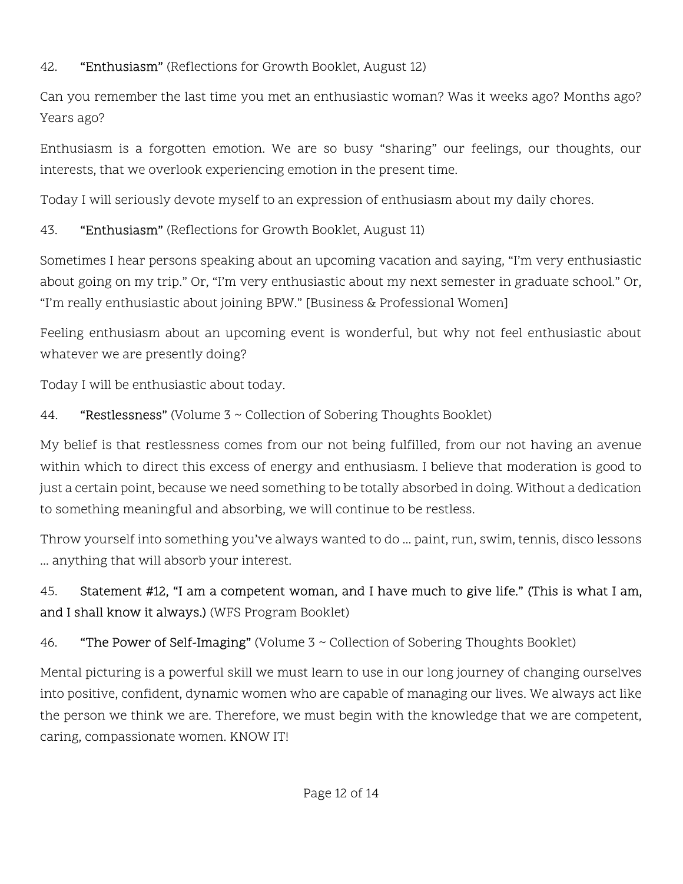42. **"Enthusiasm"** (Reflections for Growth Booklet, August 12)

Can you remember the last time you met an enthusiastic woman? Was it weeks ago? Months ago? Years ago?

Enthusiasm is a forgotten emotion. We are so busy "sharing" our feelings, our thoughts, our interests, that we overlook experiencing emotion in the present time.

Today I will seriously devote myself to an expression of enthusiasm about my daily chores.

43. **"Enthusiasm"** (Reflections for Growth Booklet, August 11)

Sometimes I hear persons speaking about an upcoming vacation and saying, "I'm very enthusiastic about going on my trip." Or, "I'm very enthusiastic about my next semester in graduate school." Or, "I'm really enthusiastic about joining BPW." [Business & Professional Women]

Feeling enthusiasm about an upcoming event is wonderful, but why not feel enthusiastic about whatever we are presently doing?

Today I will be enthusiastic about today.

44. **"Restlessness"** (Volume 3 ~ Collection of Sobering Thoughts Booklet)

My belief is that restlessness comes from our not being fulfilled, from our not having an avenue within which to direct this excess of energy and enthusiasm. I believe that moderation is good to just a certain point, because we need something to be totally absorbed in doing. Without a dedication to something meaningful and absorbing, we will continue to be restless.

Throw yourself into something you've always wanted to do … paint, run, swim, tennis, disco lessons … anything that will absorb your interest.

45. **Statement #12, "I am a competent woman, and I have much to give life." (This is what I am, and I shall know it always.)** (WFS Program Booklet)

46. **"The Power of Self-Imaging"** (Volume 3 ~ Collection of Sobering Thoughts Booklet)

Mental picturing is a powerful skill we must learn to use in our long journey of changing ourselves into positive, confident, dynamic women who are capable of managing our lives. We always act like the person we think we are. Therefore, we must begin with the knowledge that we are competent, caring, compassionate women. KNOW IT!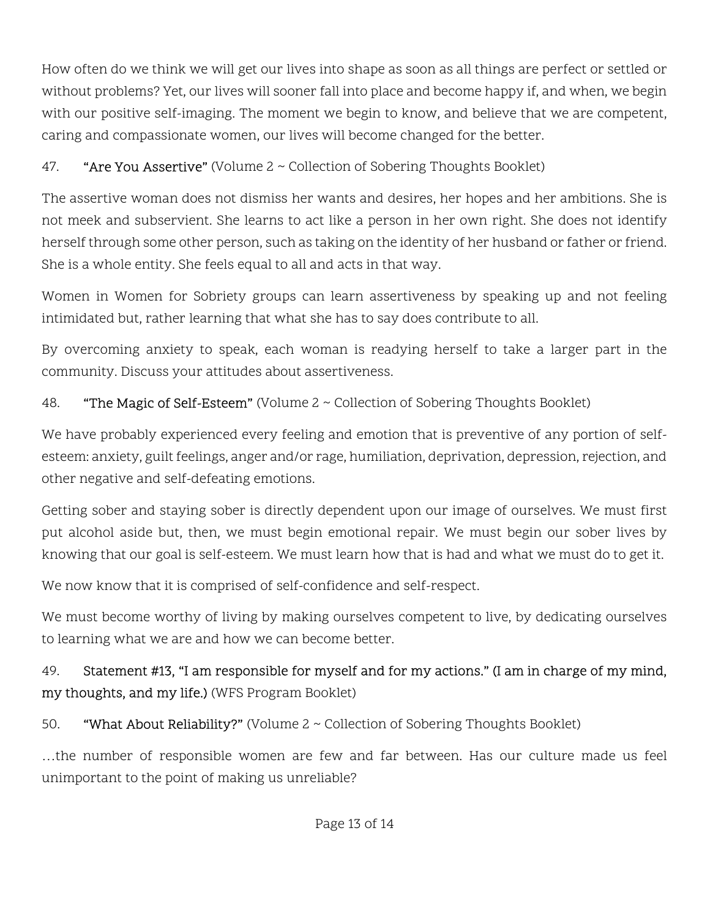How often do we think we will get our lives into shape as soon as all things are perfect or settled or without problems? Yet, our lives will sooner fall into place and become happy if, and when, we begin with our positive self-imaging. The moment we begin to know, and believe that we are competent, caring and compassionate women, our lives will become changed for the better.

47. **"Are You Assertive"** (Volume 2 ~ Collection of Sobering Thoughts Booklet)

The assertive woman does not dismiss her wants and desires, her hopes and her ambitions. She is not meek and subservient. She learns to act like a person in her own right. She does not identify herself through some other person, such as taking on the identity of her husband or father or friend. She is a whole entity. She feels equal to all and acts in that way.

Women in Women for Sobriety groups can learn assertiveness by speaking up and not feeling intimidated but, rather learning that what she has to say does contribute to all.

By overcoming anxiety to speak, each woman is readying herself to take a larger part in the community. Discuss your attitudes about assertiveness.

48. **"The Magic of Self-Esteem"** (Volume 2 ~ Collection of Sobering Thoughts Booklet)

We have probably experienced every feeling and emotion that is preventive of any portion of self-esteem: anxiety, guilt feelings, anger and/or rage, humiliation, deprivation, depression, rejection, and other negative and self-defeating emotions.

Getting sober and staying sober is directly dependent upon our image of ourselves. We must first put alcohol aside but, then, we must begin emotional repair. We must begin our sober lives by knowing that our goal is self-esteem. We must learn how that is had and what we must do to get it.

We now know that it is comprised of self-confidence and self-respect.

We must become worthy of living by making ourselves competent to live, by dedicating ourselves to learning what we are and how we can become better.

49. **Statement #13, "I am responsible for myself and for my actions." (I am in charge of my mind, my thoughts, and my life.)** (WFS Program Booklet)

50. **"What About Reliability?"** (Volume 2 ~ Collection of Sobering Thoughts Booklet)

…the number of responsible women are few and far between. Has our culture made us feel unimportant to the point of making us unreliable?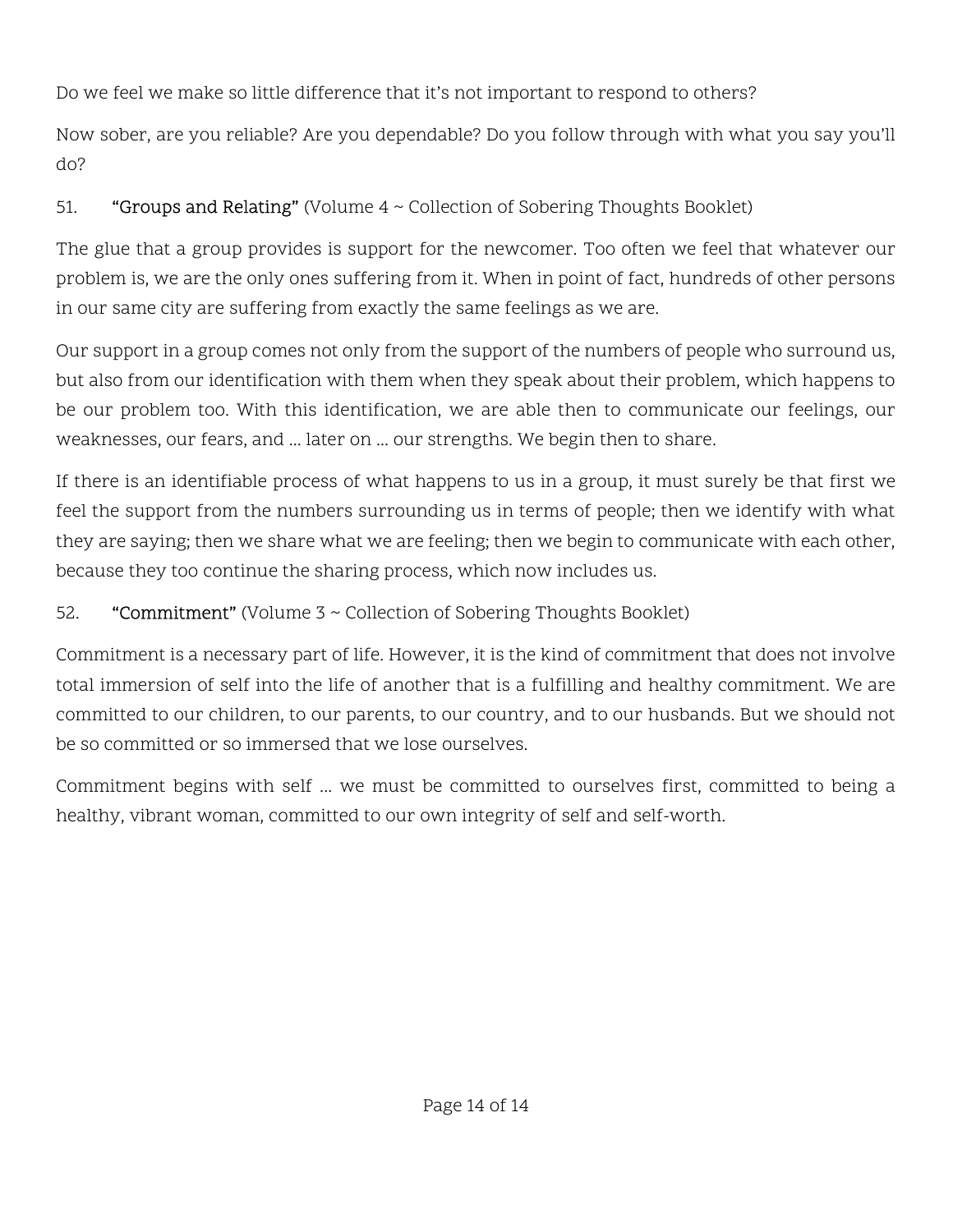Do we feel we make so little difference that it's not important to respond to others?

Now sober, are you reliable? Are you dependable? Do you follow through with what you say you'll do?

51. **"Groups and Relating"** (Volume 4 ~ Collection of Sobering Thoughts Booklet)

The glue that a group provides is support for the newcomer. Too often we feel that whatever our problem is, we are the only ones suffering from it. When in point of fact, hundreds of other persons in our same city are suffering from exactly the same feelings as we are.

Our support in a group comes not only from the support of the numbers of people who surround us, but also from our identification with them when they speak about their problem, which happens to be our problem too. With this identification, we are able then to communicate our feelings, our weaknesses, our fears, and … later on … our strengths. We begin then to share.

If there is an identifiable process of what happens to us in a group, it must surely be that first we feel the support from the numbers surrounding us in terms of people; then we identify with what they are saying; then we share what we are feeling; then we begin to communicate with each other, because they too continue the sharing process, which now includes us.

52. **"Commitment"** (Volume 3 ~ Collection of Sobering Thoughts Booklet)

Commitment is a necessary part of life. However, it is the kind of commitment that does not involve total immersion of self into the life of another that is a fulfilling and healthy commitment. We are committed to our children, to our parents, to our country, and to our husbands. But we should not be so committed or so immersed that we lose ourselves.

Commitment begins with self … we must be committed to ourselves first, committed to being a healthy, vibrant woman, committed to our own integrity of self and self-worth.